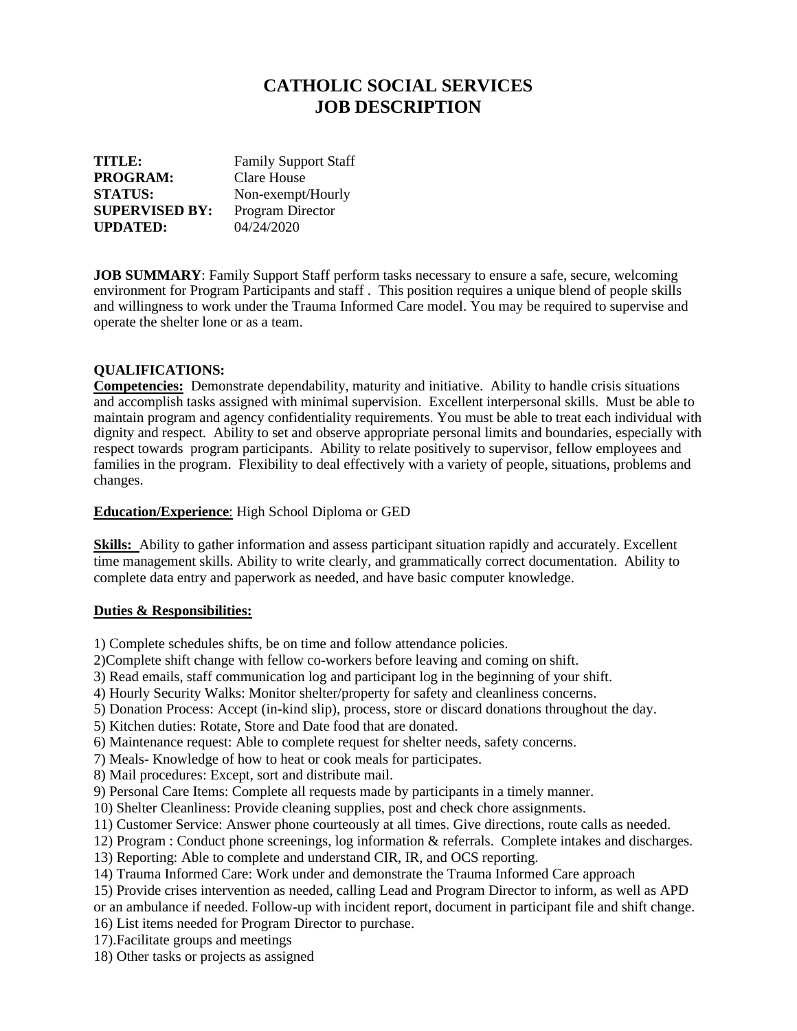# CATHOLIC SOCIAL SERVICES
# JOB DESCRIPTION

**TITLE:** Family Support Staff
**PROGRAM:** Clare House
**STATUS:** Non-exempt/Hourly
**SUPERVISED BY:** Program Director
**UPDATED:** 04/24/2020

**JOB SUMMARY**: Family Support Staff perform tasks necessary to ensure a safe, secure, welcoming environment for Program Participants and staff . This position requires a unique blend of people skills and willingness to work under the Trauma Informed Care model. You may be required to supervise and operate the shelter lone or as a team.

**QUALIFICATIONS:**

**Competencies:** Demonstrate dependability, maturity and initiative. Ability to handle crisis situations and accomplish tasks assigned with minimal supervision. Excellent interpersonal skills. Must be able to maintain program and agency confidentiality requirements. You must be able to treat each individual with dignity and respect. Ability to set and observe appropriate personal limits and boundaries, especially with respect towards program participants. Ability to relate positively to supervisor, fellow employees and families in the program. Flexibility to deal effectively with a variety of people, situations, problems and changes.

**Education/Experience**: High School Diploma or GED

**Skills:** Ability to gather information and assess participant situation rapidly and accurately. Excellent time management skills. Ability to write clearly, and grammatically correct documentation. Ability to complete data entry and paperwork as needed, and have basic computer knowledge.

**Duties & Responsibilities:**

1) Complete schedules shifts, be on time and follow attendance policies.
2)Complete shift change with fellow co-workers before leaving and coming on shift.
3) Read emails, staff communication log and participant log in the beginning of your shift.
4) Hourly Security Walks: Monitor shelter/property for safety and cleanliness concerns.
5) Donation Process: Accept (in-kind slip), process, store or discard donations throughout the day.
5) Kitchen duties: Rotate, Store and Date food that are donated.
6) Maintenance request: Able to complete request for shelter needs, safety concerns.
7) Meals- Knowledge of how to heat or cook meals for participates.
8) Mail procedures: Except, sort and distribute mail.
9) Personal Care Items: Complete all requests made by participants in a timely manner.
10) Shelter Cleanliness: Provide cleaning supplies, post and check chore assignments.
11) Customer Service: Answer phone courteously at all times. Give directions, route calls as needed.
12) Program : Conduct phone screenings, log information & referrals. Complete intakes and discharges.
13) Reporting: Able to complete and understand CIR, IR, and OCS reporting.
14) Trauma Informed Care: Work under and demonstrate the Trauma Informed Care approach
15) Provide crises intervention as needed, calling Lead and Program Director to inform, as well as APD or an ambulance if needed. Follow-up with incident report, document in participant file and shift change.
16) List items needed for Program Director to purchase.
17).Facilitate groups and meetings
18) Other tasks or projects as assigned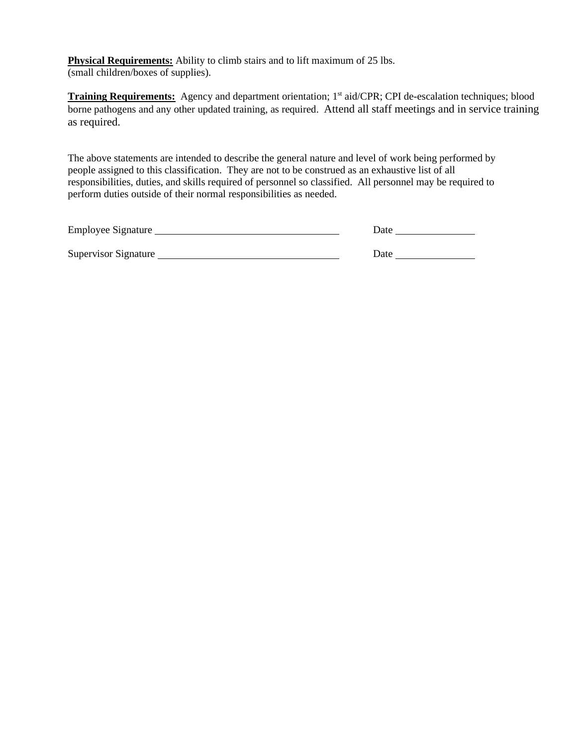**Physical Requirements:** Ability to climb stairs and to lift maximum of 25 lbs. (small children/boxes of supplies).

**Training Requirements:** Agency and department orientation; 1st aid/CPR; CPI de-escalation techniques; blood borne pathogens and any other updated training, as required. Attend all staff meetings and in service training as required.

The above statements are intended to describe the general nature and level of work being performed by people assigned to this classification. They are not to be construed as an exhaustive list of all responsibilities, duties, and skills required of personnel so classified. All personnel may be required to perform duties outside of their normal responsibilities as needed.

Employee Signature ______________________________ Date ______________

Supervisor Signature ______________________________ Date ______________